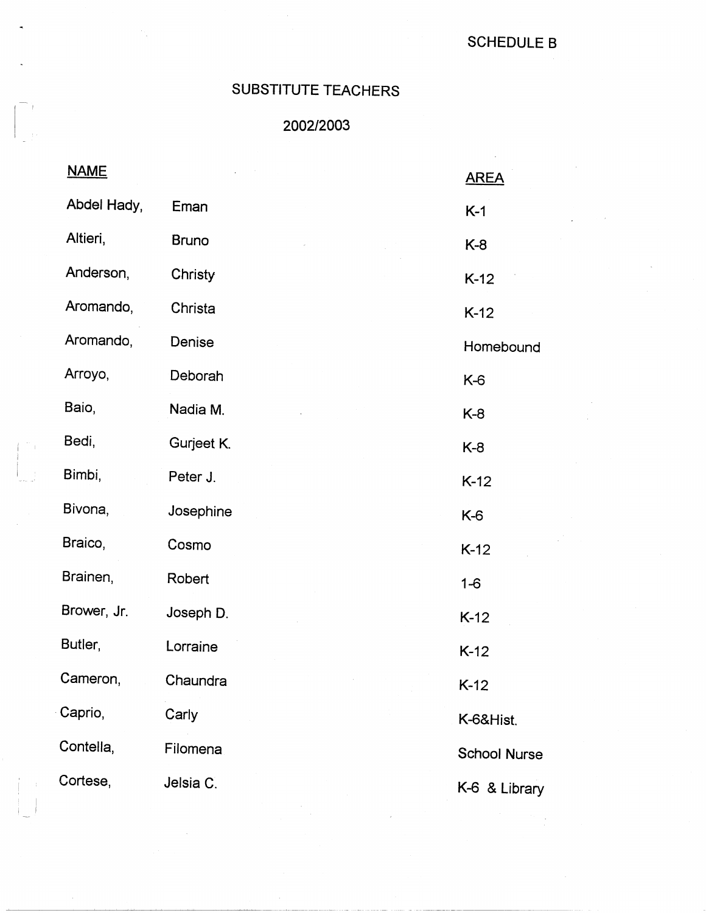SCHEDULE B

# SUBSTITUTE TEACHERS

## 2002/2003

| NAME | | AREA |
|---|---|---|
| Abdel Hady, | Eman | K-1 |
| Altieri, | Bruno | K-8 |
| Anderson, | Christy | K-12 |
| Aromando, | Christa | K-12 |
| Aromando, | Denise | Homebound |
| Arroyo, | Deborah | K-6 |
| Baio, | Nadia M. | K-8 |
| Bedi, | Gurjeet K. | K-8 |
| Bimbi, | Peter J. | K-12 |
| Bivona, | Josephine | K-6 |
| Braico, | Cosmo | K-12 |
| Brainen, | Robert | 1-6 |
| Brower, Jr. | Joseph D. | K-12 |
| Butler, | Lorraine | K-12 |
| Cameron, | Chaundra | K-12 |
| Caprio, | Carly | K-6&Hist. |
| Contella, | Filomena | School Nurse |
| Cortese, | Jelsia C. | K-6 & Library |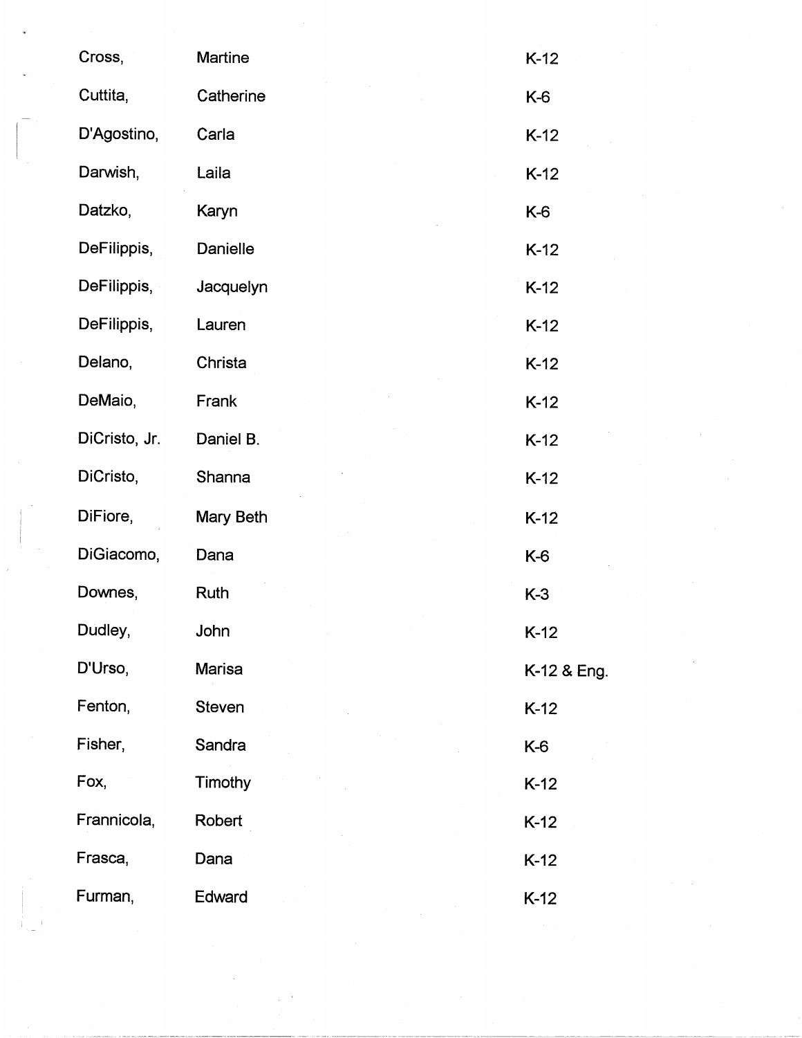| | | |
|---|---|---|
| Cross, | Martine | K-12 |
| Cuttita, | Catherine | K-6 |
| D'Agostino, | Carla | K-12 |
| Darwish, | Laila | K-12 |
| Datzko, | Karyn | K-6 |
| DeFilippis, | Danielle | K-12 |
| DeFilippis, | Jacquelyn | K-12 |
| DeFilippis, | Lauren | K-12 |
| Delano, | Christa | K-12 |
| DeMaio, | Frank | K-12 |
| DiCristo, Jr. | Daniel B. | K-12 |
| DiCristo, | Shanna | K-12 |
| DiFiore, | Mary Beth | K-12 |
| DiGiacomo, | Dana | K-6 |
| Downes, | Ruth | K-3 |
| Dudley, | John | K-12 |
| D'Urso, | Marisa | K-12 & Eng. |
| Fenton, | Steven | K-12 |
| Fisher, | Sandra | K-6 |
| Fox, | Timothy | K-12 |
| Frannicola, | Robert | K-12 |
| Frasca, | Dana | K-12 |
| Furman, | Edward | K-12 |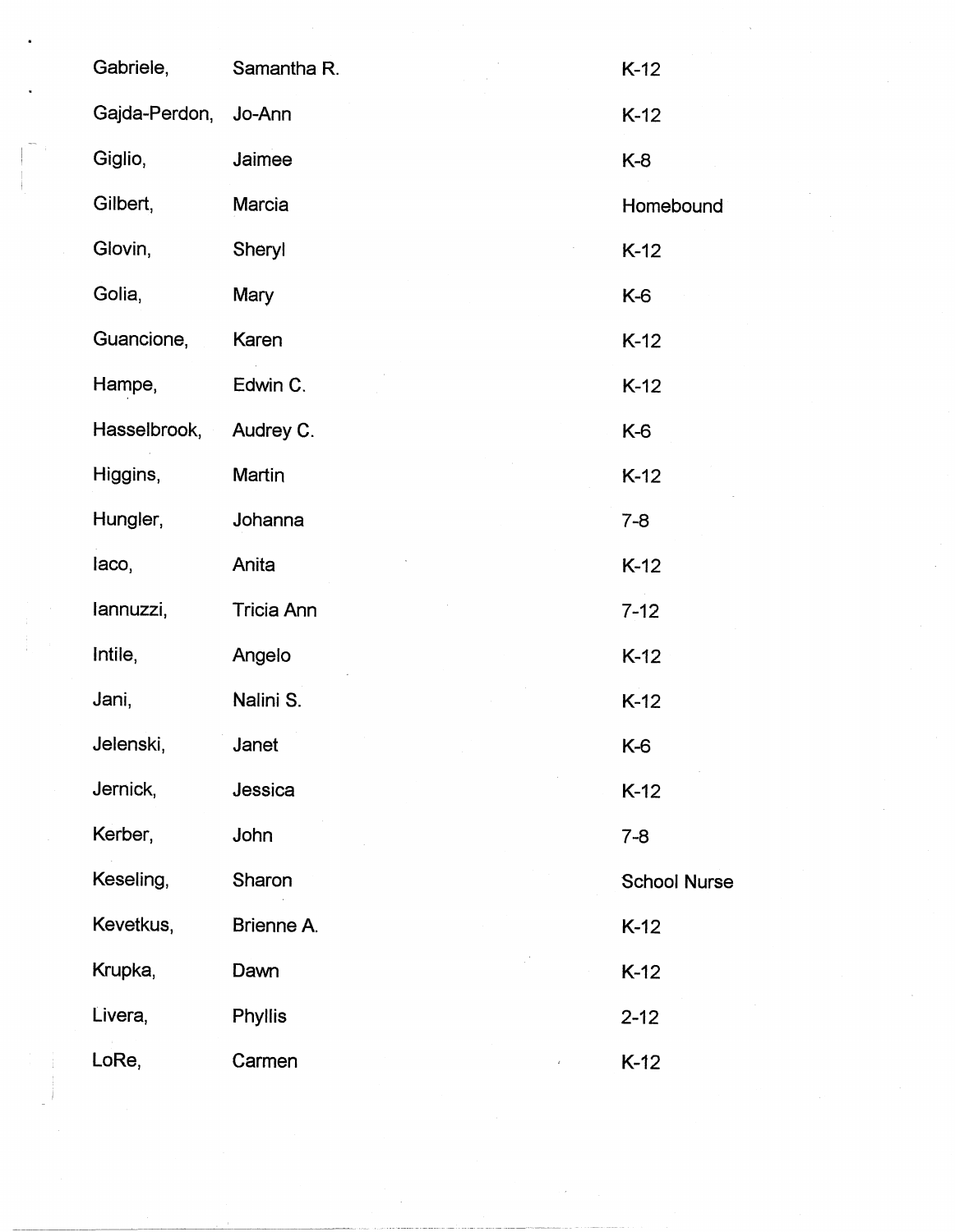| | | |
|---|---|---|
| Gabriele, | Samantha R. | K-12 |
| Gajda-Perdon, | Jo-Ann | K-12 |
| Giglio, | Jaimee | K-8 |
| Gilbert, | Marcia | Homebound |
| Glovin, | Sheryl | K-12 |
| Golia, | Mary | K-6 |
| Guancione, | Karen | K-12 |
| Hampe, | Edwin C. | K-12 |
| Hasselbrook, | Audrey C. | K-6 |
| Higgins, | Martin | K-12 |
| Hungler, | Johanna | 7-8 |
| Iaco, | Anita | K-12 |
| Iannuzzi, | Tricia Ann | 7-12 |
| Intile, | Angelo | K-12 |
| Jani, | Nalini S. | K-12 |
| Jelenski, | Janet | K-6 |
| Jernick, | Jessica | K-12 |
| Kerber, | John | 7-8 |
| Keseling, | Sharon | School Nurse |
| Kevetkus, | Brienne A. | K-12 |
| Krupka, | Dawn | K-12 |
| Livera, | Phyllis | 2-12 |
| LoRe, | Carmen | K-12 |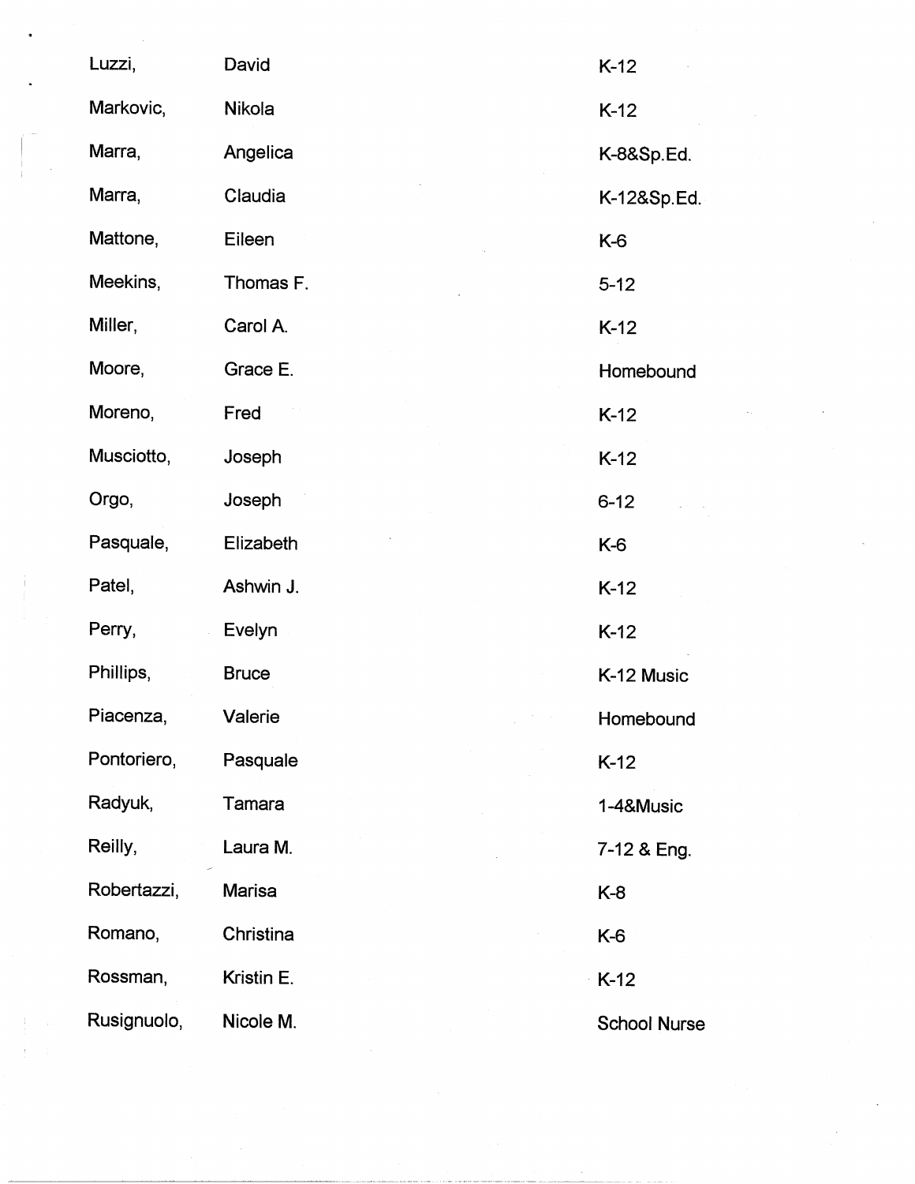| | | |
|---|---|---|
| Luzzi, | David | K-12 |
| Markovic, | Nikola | K-12 |
| Marra, | Angelica | K-8&Sp.Ed. |
| Marra, | Claudia | K-12&Sp.Ed. |
| Mattone, | Eileen | K-6 |
| Meekins, | Thomas F. | 5-12 |
| Miller, | Carol A. | K-12 |
| Moore, | Grace E. | Homebound |
| Moreno, | Fred | K-12 |
| Musciotto, | Joseph | K-12 |
| Orgo, | Joseph | 6-12 |
| Pasquale, | Elizabeth | K-6 |
| Patel, | Ashwin J. | K-12 |
| Perry, | Evelyn | K-12 |
| Phillips, | Bruce | K-12 Music |
| Piacenza, | Valerie | Homebound |
| Pontoriero, | Pasquale | K-12 |
| Radyuk, | Tamara | 1-4&Music |
| Reilly, | Laura M. | 7-12 & Eng. |
| Robertazzi, | Marisa | K-8 |
| Romano, | Christina | K-6 |
| Rossman, | Kristin E. | K-12 |
| Rusignuolo, | Nicole M. | School Nurse |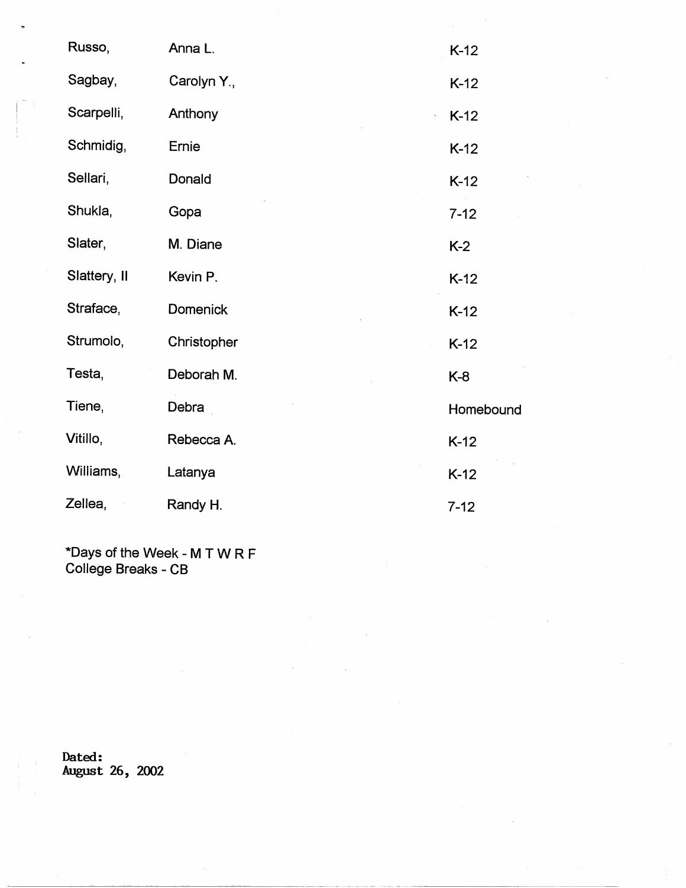| | | |
|---|---|---|
| Russo, | Anna L. | K-12 |
| Sagbay, | Carolyn Y., | K-12 |
| Scarpelli, | Anthony | K-12 |
| Schmidig, | Ernie | K-12 |
| Sellari, | Donald | K-12 |
| Shukla, | Gopa | 7-12 |
| Slater, | M. Diane | K-2 |
| Slattery, II | Kevin P. | K-12 |
| Straface, | Domenick | K-12 |
| Strumolo, | Christopher | K-12 |
| Testa, | Deborah M. | K-8 |
| Tiene, | Debra | Homebound |
| Vitillo, | Rebecca A. | K-12 |
| Williams, | Latanya | K-12 |
| Zellea, | Randy H. | 7-12 |

*Days of the Week - M T W R F
College Breaks - CB

Dated:
August 26, 2002